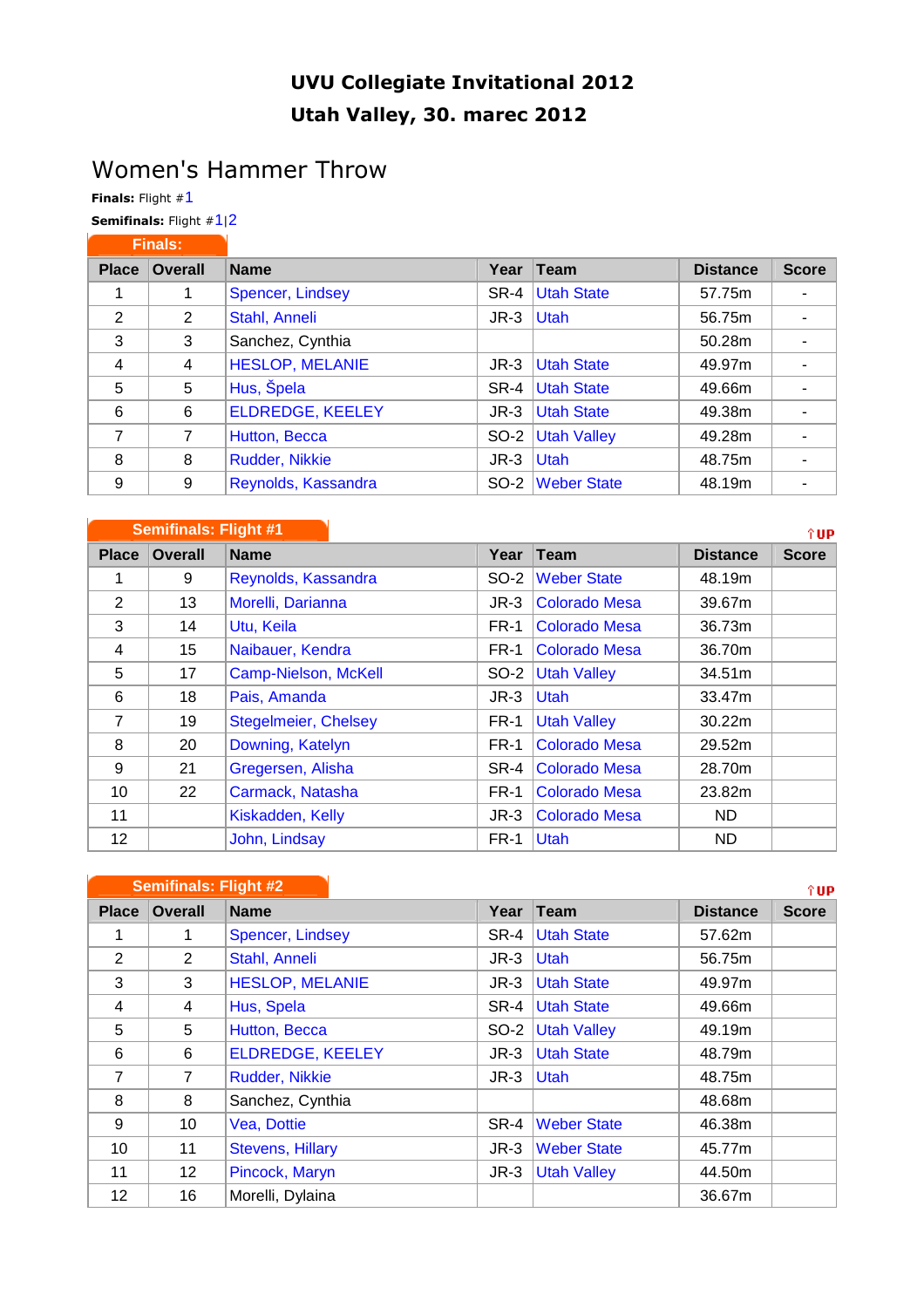# UVU Collegiate Invitational 2012

**Utah Valley, 30. marec 2012**

## Women's Hammer Throw

**Finals:** Flight #1

**Semifinals:** Flight #1|2

### Finals:

| Place | Overall | Name | Year | Team | Distance | Score |
|---|---|---|---|---|---|---|
| 1 | 1 | Spencer, Lindsey | SR-4 | Utah State | 57.75m | - |
| 2 | 2 | Stahl, Anneli | JR-3 | Utah | 56.75m | - |
| 3 | 3 | Sanchez, Cynthia | | | 50.28m | - |
| 4 | 4 | HESLOP, MELANIE | JR-3 | Utah State | 49.97m | - |
| 5 | 5 | Hus, Špela | SR-4 | Utah State | 49.66m | - |
| 6 | 6 | ELDREDGE, KEELEY | JR-3 | Utah State | 49.38m | - |
| 7 | 7 | Hutton, Becca | SO-2 | Utah Valley | 49.28m | - |
| 8 | 8 | Rudder, Nikkie | JR-3 | Utah | 48.75m | - |
| 9 | 9 | Reynolds, Kassandra | SO-2 | Weber State | 48.19m | - |

### Semifinals: Flight #1

↑UP

| Place | Overall | Name | Year | Team | Distance | Score |
|---|---|---|---|---|---|---|
| 1 | 9 | Reynolds, Kassandra | SO-2 | Weber State | 48.19m | |
| 2 | 13 | Morelli, Darianna | JR-3 | Colorado Mesa | 39.67m | |
| 3 | 14 | Utu, Keila | FR-1 | Colorado Mesa | 36.73m | |
| 4 | 15 | Naibauer, Kendra | FR-1 | Colorado Mesa | 36.70m | |
| 5 | 17 | Camp-Nielson, McKell | SO-2 | Utah Valley | 34.51m | |
| 6 | 18 | Pais, Amanda | JR-3 | Utah | 33.47m | |
| 7 | 19 | Stegelmeier, Chelsey | FR-1 | Utah Valley | 30.22m | |
| 8 | 20 | Downing, Katelyn | FR-1 | Colorado Mesa | 29.52m | |
| 9 | 21 | Gregersen, Alisha | SR-4 | Colorado Mesa | 28.70m | |
| 10 | 22 | Carmack, Natasha | FR-1 | Colorado Mesa | 23.82m | |
| 11 | | Kiskadden, Kelly | JR-3 | Colorado Mesa | ND | |
| 12 | | John, Lindsay | FR-1 | Utah | ND | |

### Semifinals: Flight #2

↑UP

| Place | Overall | Name | Year | Team | Distance | Score |
|---|---|---|---|---|---|---|
| 1 | 1 | Spencer, Lindsey | SR-4 | Utah State | 57.62m | |
| 2 | 2 | Stahl, Anneli | JR-3 | Utah | 56.75m | |
| 3 | 3 | HESLOP, MELANIE | JR-3 | Utah State | 49.97m | |
| 4 | 4 | Hus, Spela | SR-4 | Utah State | 49.66m | |
| 5 | 5 | Hutton, Becca | SO-2 | Utah Valley | 49.19m | |
| 6 | 6 | ELDREDGE, KEELEY | JR-3 | Utah State | 48.79m | |
| 7 | 7 | Rudder, Nikkie | JR-3 | Utah | 48.75m | |
| 8 | 8 | Sanchez, Cynthia | | | 48.68m | |
| 9 | 10 | Vea, Dottie | SR-4 | Weber State | 46.38m | |
| 10 | 11 | Stevens, Hillary | JR-3 | Weber State | 45.77m | |
| 11 | 12 | Pincock, Maryn | JR-3 | Utah Valley | 44.50m | |
| 12 | 16 | Morelli, Dylaina | | | 36.67m | |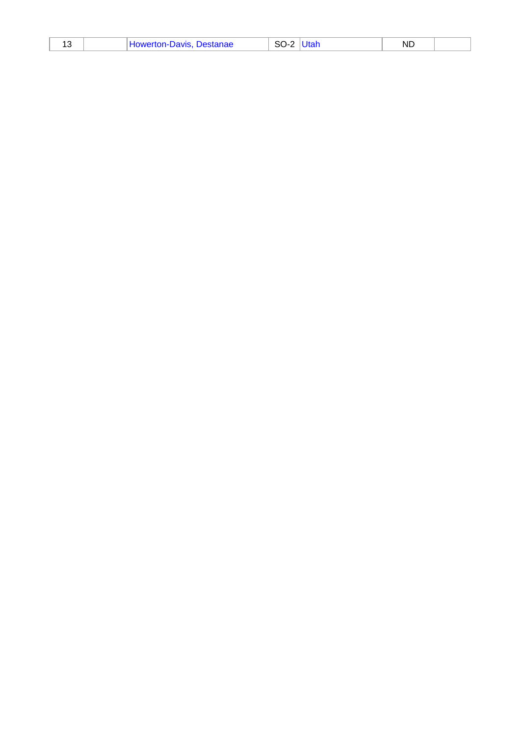| | | | | | | |
|---|---|---|---|---|---|---|
| 13 | | Howerton-Davis, Destanae | SO-2 | Utah | ND | |